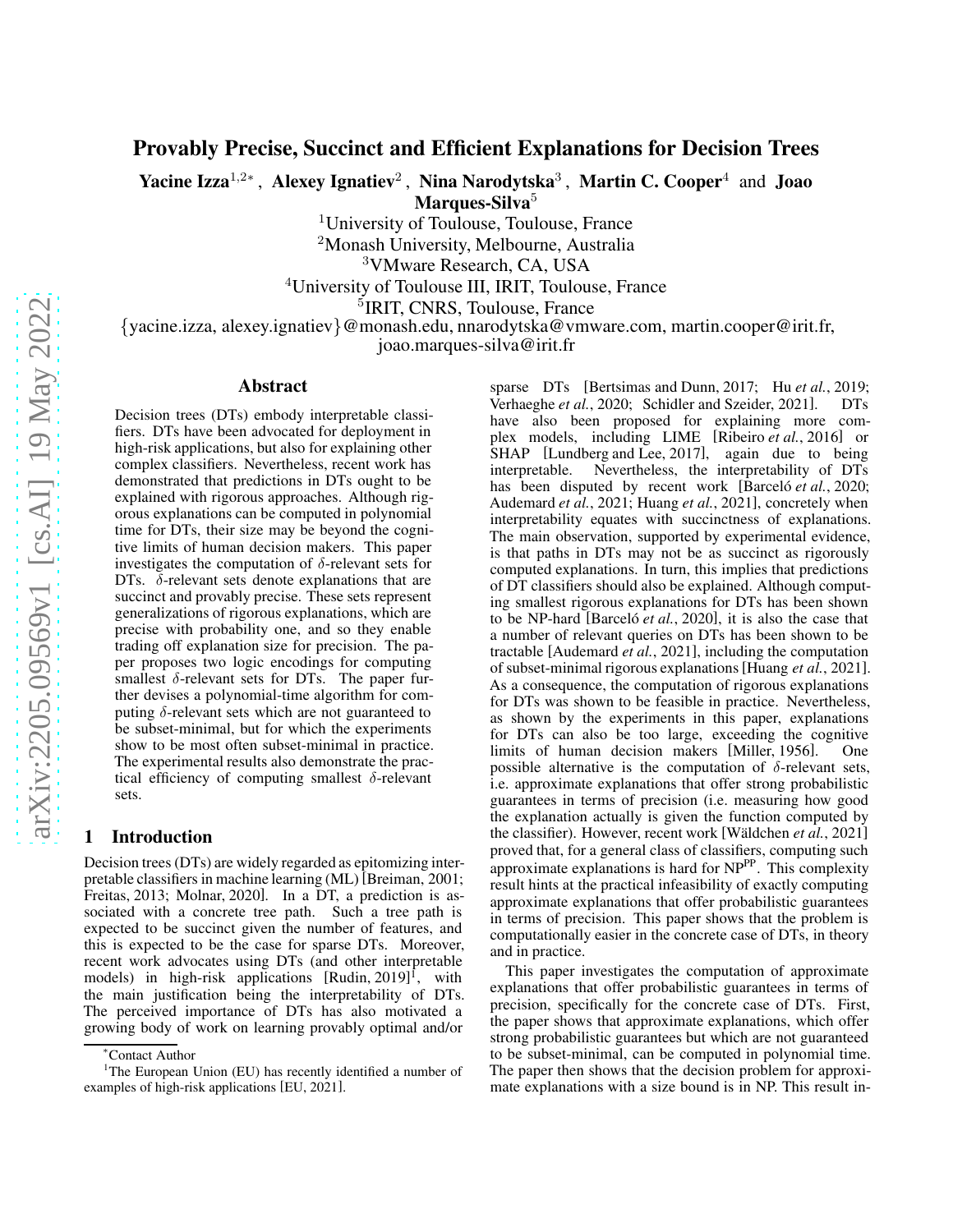# Provably Precise, Succinct and Efficient Explanations for Decision Trees

**Yacine Izza**[1,2*], **Alexey Ignatiev**[2], **Nina Narodytska**[3], **Martin C. Cooper**[4] and **Joao Marques-Silva**[5]

[1]University of Toulouse, Toulouse, France
[2]Monash University, Melbourne, Australia
[3]VMware Research, CA, USA
[4]University of Toulouse III, IRIT, Toulouse, France
[5]IRIT, CNRS, Toulouse, France

{yacine.izza, alexey.ignatiev}@monash.edu, nnarodytska@vmware.com, martin.cooper@irit.fr, joao.marques-silva@irit.fr

## Abstract

Decision trees (DTs) embody interpretable classifiers. DTs have been advocated for deployment in high-risk applications, but also for explaining other complex classifiers. Nevertheless, recent work has demonstrated that predictions in DTs ought to be explained with rigorous approaches. Although rigorous explanations can be computed in polynomial time for DTs, their size may be beyond the cognitive limits of human decision makers. This paper investigates the computation of $\delta$-relevant sets for DTs. $\delta$-relevant sets denote explanations that are succinct and provably precise. These sets represent generalizations of rigorous explanations, which are precise with probability one, and so they enable trading off explanation size for precision. The paper proposes two logic encodings for computing smallest $\delta$-relevant sets for DTs. The paper further devises a polynomial-time algorithm for computing $\delta$-relevant sets which are not guaranteed to be subset-minimal, but for which the experiments show to be most often subset-minimal in practice. The experimental results also demonstrate the practical efficiency of computing smallest $\delta$-relevant sets.

## 1 Introduction

Decision trees (DTs) are widely regarded as epitomizing interpretable classifiers in machine learning (ML) [Breiman, 2001; Freitas, 2013; Molnar, 2020]. In a DT, a prediction is associated with a concrete tree path. Such a tree path is expected to be succinct given the number of features, and this is expected to be the case for sparse DTs. Moreover, recent work advocates using DTs (and other interpretable models) in high-risk applications [Rudin, 2019][1], with the main justification being the interpretability of DTs. The perceived importance of DTs has also motivated a growing body of work on learning provably optimal and/or sparse DTs [Bertsimas and Dunn, 2017; Hu *et al.*, 2019; Verhaeghe *et al.*, 2020; Schidler and Szeider, 2021]. DTs have also been proposed for explaining more complex models, including LIME [Ribeiro *et al.*, 2016] or SHAP [Lundberg and Lee, 2017], again due to being interpretable. Nevertheless, the interpretability of DTs has been disputed by recent work [Barceló *et al.*, 2020; Audemard *et al.*, 2021; Huang *et al.*, 2021], concretely when interpretability equates with succinctness of explanations. The main observation, supported by experimental evidence, is that paths in DTs may not be as succinct as rigorously computed explanations. In turn, this implies that predictions of DT classifiers should also be explained. Although computing smallest rigorous explanations for DTs has been shown to be NP-hard [Barceló *et al.*, 2020], it is also the case that a number of relevant queries on DTs has been shown to be tractable [Audemard *et al.*, 2021], including the computation of subset-minimal rigorous explanations [Huang *et al.*, 2021]. As a consequence, the computation of rigorous explanations for DTs was shown to be feasible in practice. Nevertheless, as shown by the experiments in this paper, explanations for DTs can also be too large, exceeding the cognitive limits of human decision makers [Miller, 1956]. One possible alternative is the computation of $\delta$-relevant sets, i.e. approximate explanations that offer strong probabilistic guarantees in terms of precision (i.e. measuring how good the explanation actually is given the function computed by the classifier). However, recent work [Wäldchen *et al.*, 2021] proved that, for a general class of classifiers, computing such approximate explanations is hard for $\text{NP}^{\text{PP}}$. This complexity result hints at the practical infeasibility of exactly computing approximate explanations that offer probabilistic guarantees in terms of precision. This paper shows that the problem is computationally easier in the concrete case of DTs, in theory and in practice.

This paper investigates the computation of approximate explanations that offer probabilistic guarantees in terms of precision, specifically for the concrete case of DTs. First, the paper shows that approximate explanations, which offer strong probabilistic guarantees but which are not guaranteed to be subset-minimal, can be computed in polynomial time. The paper then shows that the decision problem for approximate explanations with a size bound is in NP. This result in-

*Contact Author

[1]The European Union (EU) has recently identified a number of examples of high-risk applications [EU, 2021].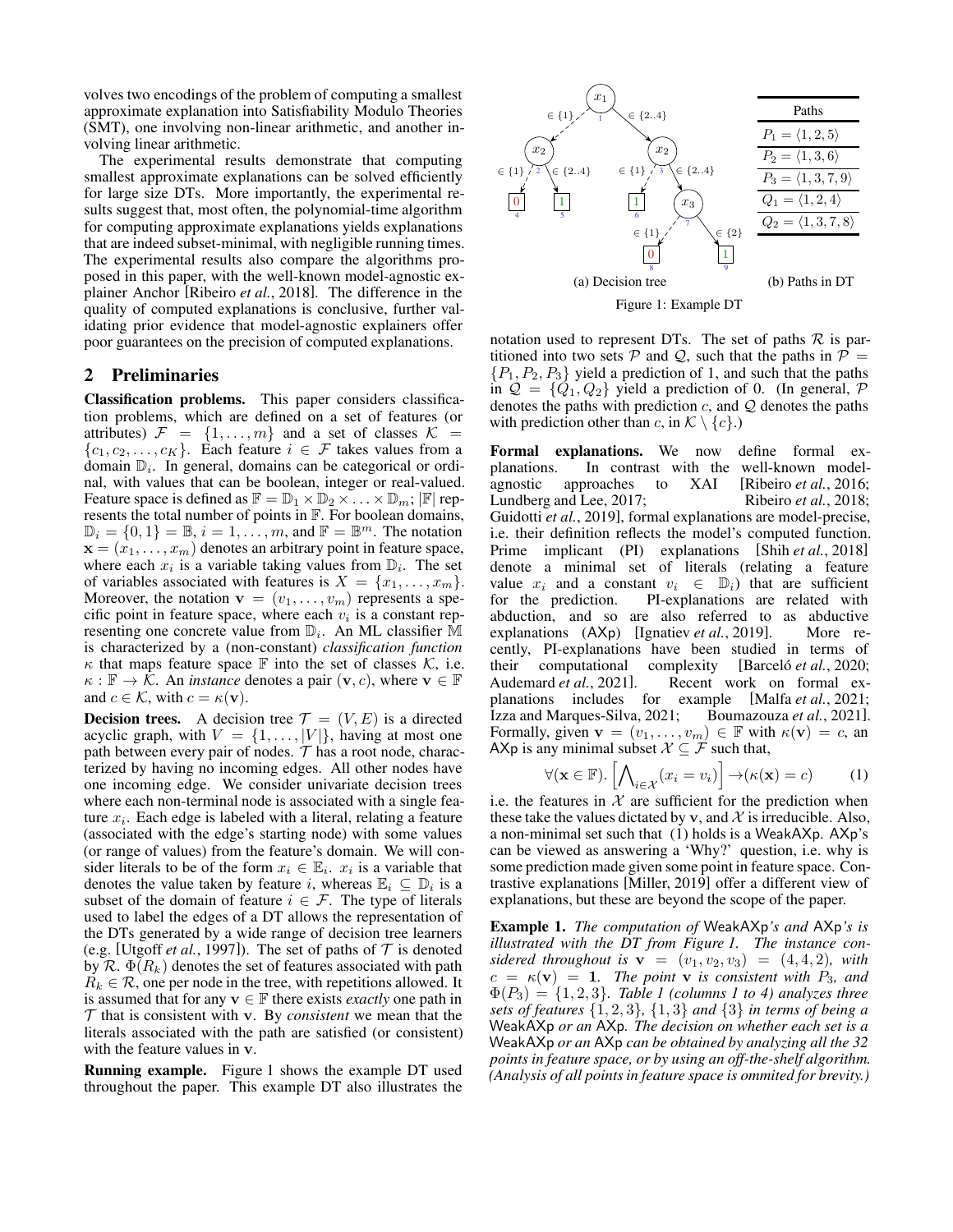volves two encodings of the problem of computing a smallest approximate explanation into Satisfiability Modulo Theories (SMT), one involving non-linear arithmetic, and another involving linear arithmetic.

The experimental results demonstrate that computing smallest approximate explanations can be solved efficiently for large size DTs. More importantly, the experimental results suggest that, most often, the polynomial-time algorithm for computing approximate explanations yields explanations that are indeed subset-minimal, with negligible running times. The experimental results also compare the algorithms proposed in this paper, with the well-known model-agnostic explainer Anchor [Ribeiro *et al.*, 2018]. The difference in the quality of computed explanations is conclusive, further validating prior evidence that model-agnostic explainers offer poor guarantees on the precision of computed explanations.

## 2 Preliminaries

**Classification problems.** This paper considers classification problems, which are defined on a set of features (or attributes) $\mathcal{F} = \{1, \ldots, m\}$ and a set of classes $\mathcal{K} = \{c_1, c_2, \ldots, c_K\}$. Each feature $i \in \mathcal{F}$ takes values from a domain $\mathbb{D}_i$. In general, domains can be categorical or ordinal, with values that can be boolean, integer or real-valued. Feature space is defined as $\mathbb{F} = \mathbb{D}_1 \times \mathbb{D}_2 \times \ldots \times \mathbb{D}_m$; $|\mathbb{F}|$ represents the total number of points in $\mathbb{F}$. For boolean domains, $\mathbb{D}_i = \{0, 1\} = \mathbb{B}$, $i = 1, \ldots, m$, and $\mathbb{F} = \mathbb{B}^m$. The notation $\mathbf{x} = (x_1, \ldots, x_m)$ denotes an arbitrary point in feature space, where each $x_i$ is a variable taking values from $\mathbb{D}_i$. The set of variables associated with features is $X = \{x_1, \ldots, x_m\}$. Moreover, the notation $\mathbf{v} = (v_1, \ldots, v_m)$ represents a specific point in feature space, where each $v_i$ is a constant representing one concrete value from $\mathbb{D}_i$. An ML classifier $\mathbb{M}$ is characterized by a (non-constant) *classification function* $\kappa$ that maps feature space $\mathbb{F}$ into the set of classes $\mathcal{K}$, i.e. $\kappa : \mathbb{F} \to \mathcal{K}$. An *instance* denotes a pair $(\mathbf{v}, c)$, where $\mathbf{v} \in \mathbb{F}$ and $c \in \mathcal{K}$, with $c = \kappa(\mathbf{v})$.

**Decision trees.** A decision tree $\mathcal{T} = (V, E)$ is a directed acyclic graph, with $V = \{1, \ldots, |V|\}$, having at most one path between every pair of nodes. $\mathcal{T}$ has a root node, characterized by having no incoming edges. All other nodes have one incoming edge. We consider univariate decision trees where each non-terminal node is associated with a single feature $x_i$. Each edge is labeled with a literal, relating a feature (associated with the edge's starting node) with some values (or range of values) from the feature's domain. We will consider literals to be of the form $x_i \in \mathbb{E}_i$. $x_i$ is a variable that denotes the value taken by feature $i$, whereas $\mathbb{E}_i \subseteq \mathbb{D}_i$ is a subset of the domain of feature $i \in \mathcal{F}$. The type of literals used to label the edges of a DT allows the representation of the DTs generated by a wide range of decision tree learners (e.g. [Utgoff *et al.*, 1997]). The set of paths of $\mathcal{T}$ is denoted by $\mathcal{R}$. $\Phi(R_k)$ denotes the set of features associated with path $R_k \in \mathcal{R}$, one per node in the tree, with repetitions allowed. It is assumed that for any $\mathbf{v} \in \mathbb{F}$ there exists *exactly* one path in $\mathcal{T}$ that is consistent with $\mathbf{v}$. By *consistent* we mean that the literals associated with the path are satisfied (or consistent) with the feature values in $\mathbf{v}$.

**Running example.** Figure 1 shows the example DT used throughout the paper. This example DT also illustrates the notation used to represent DTs. The set of paths $\mathcal{R}$ is partitioned into two sets $\mathcal{P}$ and $\mathcal{Q}$, such that the paths in $\mathcal{P} = \{P_1, P_2, P_3\}$ yield a prediction of 1, and such that the paths in $\mathcal{Q} = \{Q_1, Q_2\}$ yield a prediction of 0. (In general, $\mathcal{P}$ denotes the paths with prediction $c$, and $\mathcal{Q}$ denotes the paths with prediction other than $c$, in $\mathcal{K} \setminus \{c\}$.)

(a) Decision tree

| Paths |
|---|
| $P_1 = \langle 1, 2, 5 \rangle$ |
| $P_2 = \langle 1, 3, 6 \rangle$ |
| $P_3 = \langle 1, 3, 7, 9 \rangle$ |
| $Q_1 = \langle 1, 2, 4 \rangle$ |
| $Q_2 = \langle 1, 3, 7, 8 \rangle$ |

(b) Paths in DT

Figure 1: Example DT

**Formal explanations.** We now define formal explanations. In contrast with the well-known model-agnostic approaches to XAI [Ribeiro *et al.*, 2016; Lundberg and Lee, 2017; Ribeiro *et al.*, 2018; Guidotti *et al.*, 2019], formal explanations are model-precise, i.e. their definition reflects the model's computed function. Prime implicant (PI) explanations [Shih *et al.*, 2018] denote a minimal set of literals (relating a feature value $x_i$ and a constant $v_i \in \mathbb{D}_i$) that are sufficient for the prediction. PI-explanations are related with abduction, and so are also referred to as abductive explanations (AXp) [Ignatiev *et al.*, 2019]. More recently, PI-explanations have been studied in terms of their computational complexity [Barceló *et al.*, 2020; Audemard *et al.*, 2021]. Recent work on formal explanations includes for example [Malfa *et al.*, 2021; Izza and Marques-Silva, 2021; Boumazouza *et al.*, 2021]. Formally, given $\mathbf{v} = (v_1, \ldots, v_m) \in \mathbb{F}$ with $\kappa(\mathbf{v}) = c$, an AXp is any minimal subset $\mathcal{X} \subseteq \mathcal{F}$ such that,

$$\forall (\mathbf{x} \in \mathbb{F}). \left[ \bigwedge_{i \in \mathcal{X}} (x_i = v_i) \right] \to (\kappa(\mathbf{x}) = c) \qquad (1)$$

i.e. the features in $\mathcal{X}$ are sufficient for the prediction when these take the values dictated by $\mathbf{v}$, and $\mathcal{X}$ is irreducible. Also, a non-minimal set such that (1) holds is a WeakAXp. AXp's can be viewed as answering a 'Why?' question, i.e. why is some prediction made given some point in feature space. Contrastive explanations [Miller, 2019] offer a different view of explanations, but these are beyond the scope of the paper.

**Example 1.** *The computation of* WeakAXp*'s and* AXp*'s is illustrated with the DT from Figure 1. The instance considered throughout is* $\mathbf{v} = (v_1, v_2, v_3) = (4, 4, 2)$*, with* $c = \kappa(\mathbf{v}) = \mathbf{1}$*. The point* $\mathbf{v}$ *is consistent with* $P_3$*, and* $\Phi(P_3) = \{1, 2, 3\}$*. Table 1 (columns 1 to 4) analyzes three sets of features* $\{1, 2, 3\}$*,* $\{1, 3\}$ *and* $\{3\}$ *in terms of being a* WeakAXp *or an* AXp*. The decision on whether each set is a* WeakAXp *or an* AXp *can be obtained by analyzing all the 32 points in feature space, or by using an off-the-shelf algorithm. (Analysis of all points in feature space is ommited for brevity.)*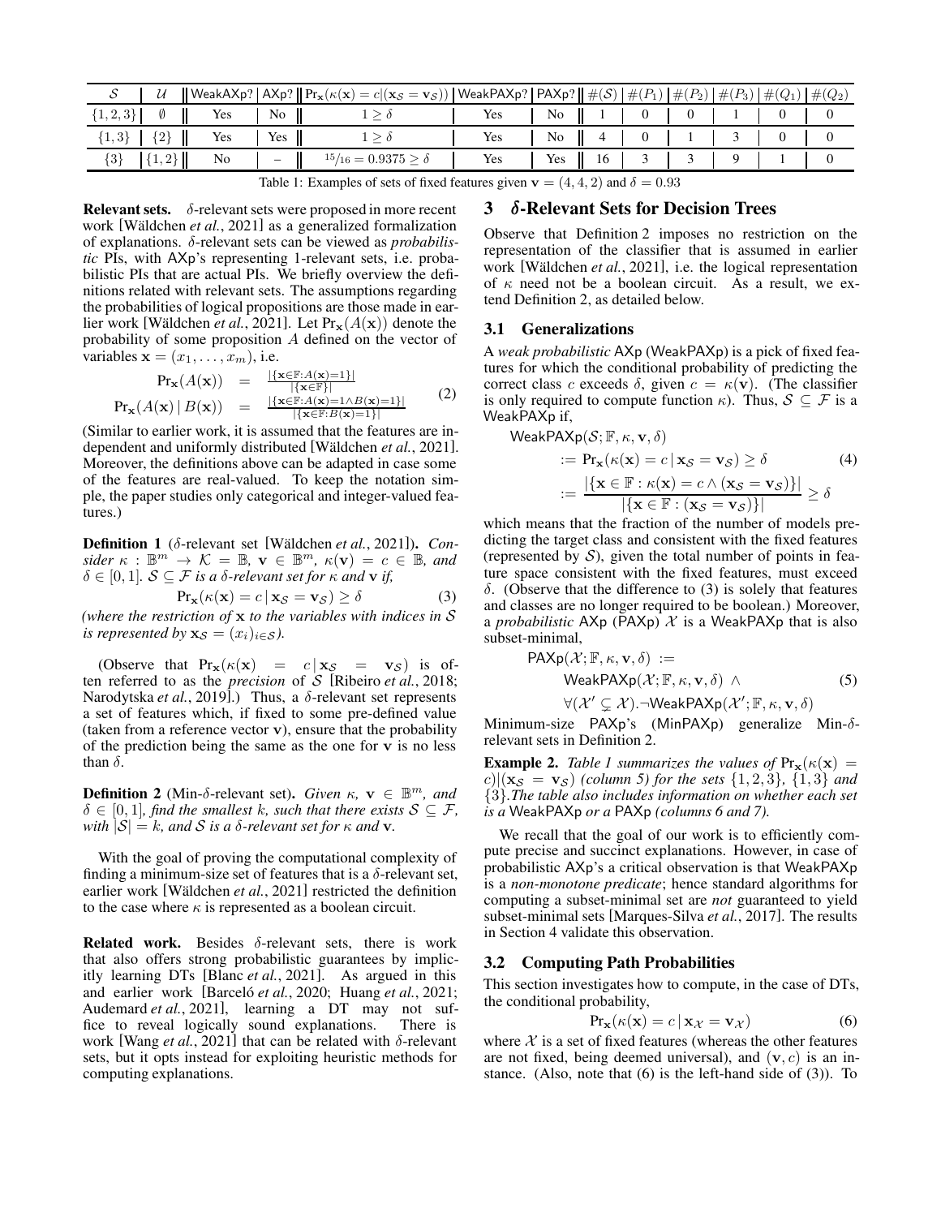| $\mathcal{S}$ | $\mathcal{U}$ | WeakAXp? | AXp? | $\Pr_{\mathbf{x}}(\kappa(\mathbf{x}) = c \| (\mathbf{x}_{\mathcal{S}} = \mathbf{v}_{\mathcal{S}}))$ | WeakPAXp? | PAXp? | $\#(\mathcal{S})$ | $\#(P_1)$ | $\#(P_2)$ | $\#(P_3)$ | $\#(Q_1)$ | $\#(Q_2)$ |
|---|---|---|---|---|---|---|---|---|---|---|---|---|
| $\{1,2,3\}$ | $\emptyset$ | Yes | No | $1 \geq \delta$ | Yes | No | 1 | 0 | 0 | 1 | 0 | 0 |
| $\{1,3\}$ | $\{2\}$ | Yes | Yes | $1 \geq \delta$ | Yes | No | 4 | 0 | 1 | 3 | 0 | 0 |
| $\{3\}$ | $\{1,2\}$ | No | – | $^{15}/_{16} = 0.9375 \geq \delta$ | Yes | Yes | 16 | 3 | 3 | 9 | 1 | 0 |

Table 1: Examples of sets of fixed features given $\mathbf{v} = (4, 4, 2)$ and $\delta = 0.93$

**Relevant sets.** $\delta$-relevant sets were proposed in more recent work [Wäldchen *et al.*, 2021] as a generalized formalization of explanations. $\delta$-relevant sets can be viewed as *probabilistic* PIs, with AXp's representing 1-relevant sets, i.e. probabilistic PIs that are actual PIs. We briefly overview the definitions related with relevant sets. The assumptions regarding the probabilities of logical propositions are those made in earlier work [Wäldchen *et al.*, 2021]. Let $\Pr_{\mathbf{x}}(A(\mathbf{x}))$ denote the probability of some proposition $A$ defined on the vector of variables $\mathbf{x} = (x_1, \ldots, x_m)$, i.e.

$$\begin{array}{rcl} \Pr_{\mathbf{x}}(A(\mathbf{x})) & = & \frac{|\{\mathbf{x} \in \mathbb{F} : A(\mathbf{x}) = 1\}|}{|\{\mathbf{x} \in \mathbb{F}\}|} \\ \Pr_{\mathbf{x}}(A(\mathbf{x}) \,|\, B(\mathbf{x})) & = & \frac{|\{\mathbf{x} \in \mathbb{F} : A(\mathbf{x}) = 1 \wedge B(\mathbf{x}) = 1\}|}{|\{\mathbf{x} \in \mathbb{F} : B(\mathbf{x}) = 1\}|} \end{array} \tag{2}$$

(Similar to earlier work, it is assumed that the features are independent and uniformly distributed [Wäldchen *et al.*, 2021]. Moreover, the definitions above can be adapted in case some of the features are real-valued. To keep the notation simple, the paper studies only categorical and integer-valued features.)

**Definition 1** ($\delta$-relevant set [Wäldchen *et al.*, 2021]). *Consider $\kappa : \mathbb{B}^m \to \mathcal{K} = \mathbb{B}$, $\mathbf{v} \in \mathbb{B}^m$, $\kappa(\mathbf{v}) = c \in \mathbb{B}$, and $\delta \in [0, 1]$. $\mathcal{S} \subseteq \mathcal{F}$ is a $\delta$-relevant set for $\kappa$ and $\mathbf{v}$ if,*

$$\Pr_{\mathbf{x}}(\kappa(\mathbf{x}) = c \,|\, \mathbf{x}_{\mathcal{S}} = \mathbf{v}_{\mathcal{S}}) \geq \delta \tag{3}$$

*(where the restriction of $\mathbf{x}$ to the variables with indices in $\mathcal{S}$ is represented by $\mathbf{x}_{\mathcal{S}} = (x_i)_{i \in \mathcal{S}}$).*

(Observe that $\Pr_{\mathbf{x}}(\kappa(\mathbf{x}) = c \,|\, \mathbf{x}_{\mathcal{S}} = \mathbf{v}_{\mathcal{S}})$ is often referred to as the *precision* of $\mathcal{S}$ [Ribeiro *et al.*, 2018; Narodytska *et al.*, 2019].) Thus, a $\delta$-relevant set represents a set of features which, if fixed to some pre-defined value (taken from a reference vector $\mathbf{v}$), ensure that the probability of the prediction being the same as the one for $\mathbf{v}$ is no less than $\delta$.

**Definition 2** (Min-$\delta$-relevant set). *Given $\kappa$, $\mathbf{v} \in \mathbb{B}^m$, and $\delta \in [0, 1]$, find the smallest $k$, such that there exists $\mathcal{S} \subseteq \mathcal{F}$, with $|\mathcal{S}| = k$, and $\mathcal{S}$ is a $\delta$-relevant set for $\kappa$ and $\mathbf{v}$.*

With the goal of proving the computational complexity of finding a minimum-size set of features that is a $\delta$-relevant set, earlier work [Wäldchen *et al.*, 2021] restricted the definition to the case where $\kappa$ is represented as a boolean circuit.

**Related work.** Besides $\delta$-relevant sets, there is work that also offers strong probabilistic guarantees by implicitly learning DTs [Blanc *et al.*, 2021]. As argued in this and earlier work [Barceló *et al.*, 2020; Huang *et al.*, 2021; Audemard *et al.*, 2021], learning a DT may not suffice to reveal logically sound explanations. There is work [Wang *et al.*, 2021] that can be related with $\delta$-relevant sets, but it opts instead for exploiting heuristic methods for computing explanations.

## 3 $\delta$-Relevant Sets for Decision Trees

Observe that Definition 2 imposes no restriction on the representation of the classifier that is assumed in earlier work [Wäldchen *et al.*, 2021], i.e. the logical representation of $\kappa$ need not be a boolean circuit. As a result, we extend Definition 2, as detailed below.

### 3.1 Generalizations

A *weak probabilistic* AXp (WeakPAXp) is a pick of fixed features for which the conditional probability of predicting the correct class $c$ exceeds $\delta$, given $c = \kappa(\mathbf{v})$. (The classifier is only required to compute function $\kappa$). Thus, $\mathcal{S} \subseteq \mathcal{F}$ is a WeakPAXp if,

$$\begin{array}{l} \mathsf{WeakPAXp}(\mathcal{S}; \mathbb{F}, \kappa, \mathbf{v}, \delta) \\ \quad := \Pr_{\mathbf{x}}(\kappa(\mathbf{x}) = c \,|\, \mathbf{x}_{\mathcal{S}} = \mathbf{v}_{\mathcal{S}}) \geq \delta \\ \quad := \dfrac{|\{\mathbf{x} \in \mathbb{F} : \kappa(\mathbf{x}) = c \wedge (\mathbf{x}_{\mathcal{S}} = \mathbf{v}_{\mathcal{S}})\}|}{|\{\mathbf{x} \in \mathbb{F} : (\mathbf{x}_{\mathcal{S}} = \mathbf{v}_{\mathcal{S}})\}|} \geq \delta \end{array} \tag{4}$$

which means that the fraction of the number of models predicting the target class and consistent with the fixed features (represented by $\mathcal{S}$), given the total number of points in feature space consistent with the fixed features, must exceed $\delta$. (Observe that the difference to (3) is solely that features and classes are no longer required to be boolean.) Moreover, a *probabilistic* AXp (PAXp) $\mathcal{X}$ is a WeakPAXp that is also subset-minimal,

$$\begin{array}{l} \mathsf{PAXp}(\mathcal{X}; \mathbb{F}, \kappa, \mathbf{v}, \delta) := \\ \quad \mathsf{WeakPAXp}(\mathcal{X}; \mathbb{F}, \kappa, \mathbf{v}, \delta) \wedge \\ \quad \forall (\mathcal{X}' \subsetneq \mathcal{X}). \neg \mathsf{WeakPAXp}(\mathcal{X}'; \mathbb{F}, \kappa, \mathbf{v}, \delta) \end{array} \tag{5}$$

Minimum-size PAXp's (MinPAXp) generalize Min-$\delta$-relevant sets in Definition 2.

**Example 2.** *Table 1 summarizes the values of $\Pr_{\mathbf{x}}(\kappa(\mathbf{x}) = c) | (\mathbf{x}_{\mathcal{S}} = \mathbf{v}_{\mathcal{S}})$ (column 5) for the sets $\{1,2,3\}$, $\{1,3\}$ and $\{3\}$. The table also includes information on whether each set is a* WeakPAXp *or a* PAXp *(columns 6 and 7).*

We recall that the goal of our work is to efficiently compute precise and succinct explanations. However, in case of probabilistic AXp's a critical observation is that WeakPAXp is a *non-monotone predicate*; hence standard algorithms for computing a subset-minimal set are *not* guaranteed to yield subset-minimal sets [Marques-Silva *et al.*, 2017]. The results in Section 4 validate this observation.

### 3.2 Computing Path Probabilities

This section investigates how to compute, in the case of DTs, the conditional probability,

$$\Pr_{\mathbf{x}}(\kappa(\mathbf{x}) = c \,|\, \mathbf{x}_{\mathcal{X}} = \mathbf{v}_{\mathcal{X}}) \tag{6}$$

where $\mathcal{X}$ is a set of fixed features (whereas the other features are not fixed, being deemed universal), and $(\mathbf{v}, c)$ is an instance. (Also, note that (6) is the left-hand side of (3)). To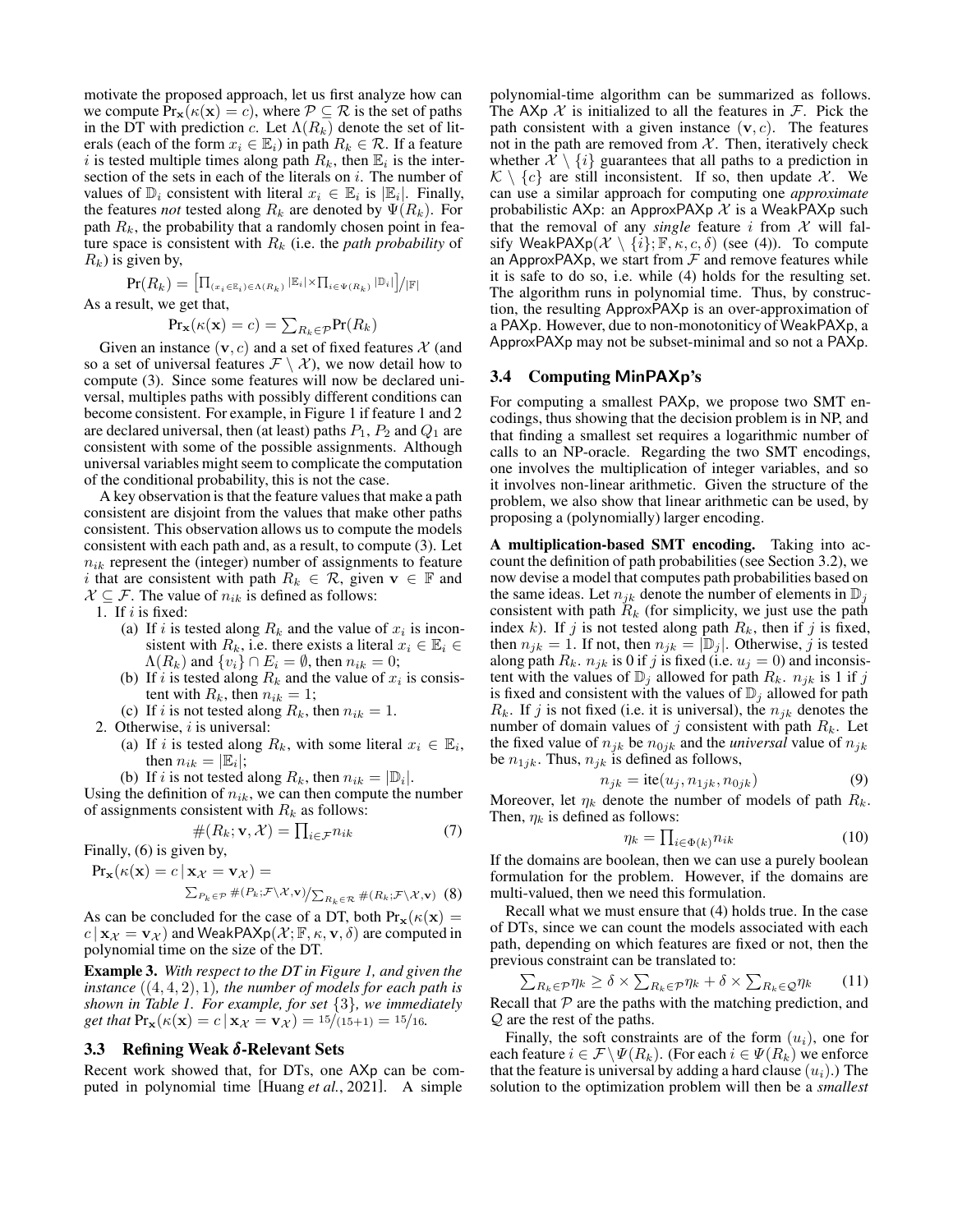motivate the proposed approach, let us first analyze how can we compute $\text{Pr}_{\mathbf{x}}(\kappa(\mathbf{x}) = c)$, where $\mathcal{P} \subseteq \mathcal{R}$ is the set of paths in the DT with prediction $c$. Let $\Lambda(R_k)$ denote the set of literals (each of the form $x_i \in \mathbb{E}_i$) in path $R_k \in \mathcal{R}$. If a feature $i$ is tested multiple times along path $R_k$, then $\mathbb{E}_i$ is the intersection of the sets in each of the literals on $i$. The number of values of $\mathbb{D}_i$ consistent with literal $x_i \in \mathbb{E}_i$ is $|\mathbb{E}_i|$. Finally, the features *not* tested along $R_k$ are denoted by $\Psi(R_k)$. For path $R_k$, the probability that a randomly chosen point in feature space is consistent with $R_k$ (i.e. the *path probability* of $R_k$) is given by,

$$\text{Pr}(R_k) = \left[\prod_{(x_i \in \mathbb{E}_i) \in \Lambda(R_k)} |\mathbb{E}_i| \times \prod_{i \in \Psi(R_k)} |\mathbb{D}_i|\right] / |\mathbb{F}|$$

As a result, we get that,

$$\text{Pr}_{\mathbf{x}}(\kappa(\mathbf{x}) = c) = \sum_{R_k \in \mathcal{P}} \text{Pr}(R_k)$$

Given an instance $(\mathbf{v}, c)$ and a set of fixed features $\mathcal{X}$ (and so a set of universal features $\mathcal{F} \setminus \mathcal{X}$), we now detail how to compute (3). Since some features will now be declared universal, multiples paths with possibly different conditions can become consistent. For example, in Figure 1 if feature 1 and 2 are declared universal, then (at least) paths $P_1$, $P_2$ and $Q_1$ are consistent with some of the possible assignments. Although universal variables might seem to complicate the computation of the conditional probability, this is not the case.

A key observation is that the feature values that make a path consistent are disjoint from the values that make other paths consistent. This observation allows us to compute the models consistent with each path and, as a result, to compute (3). Let $n_{ik}$ represent the (integer) number of assignments to feature $i$ that are consistent with path $R_k \in \mathcal{R}$, given $\mathbf{v} \in \mathbb{F}$ and $\mathcal{X} \subseteq \mathcal{F}$. The value of $n_{ik}$ is defined as follows:

1. If $i$ is fixed:
   (a) If $i$ is tested along $R_k$ and the value of $x_i$ is inconsistent with $R_k$, i.e. there exists a literal $x_i \in \mathbb{E}_i \in \Lambda(R_k)$ and $\{v_i\} \cap E_i = \emptyset$, then $n_{ik} = 0$;
   (b) If $i$ is tested along $R_k$ and the value of $x_i$ is consistent with $R_k$, then $n_{ik} = 1$;
   (c) If $i$ is not tested along $R_k$, then $n_{ik} = 1$.
2. Otherwise, $i$ is universal:
   (a) If $i$ is tested along $R_k$, with some literal $x_i \in \mathbb{E}_i$, then $n_{ik} = |\mathbb{E}_i|$;
   (b) If $i$ is not tested along $R_k$, then $n_{ik} = |\mathbb{D}_i|$.

Using the definition of $n_{ik}$, we can then compute the number of assignments consistent with $R_k$ as follows:

$$\#(R_k; \mathbf{v}, \mathcal{X}) = \prod_{i \in \mathcal{F}} n_{ik} \tag{7}$$

Finally, (6) is given by,

$$\text{Pr}_{\mathbf{x}}(\kappa(\mathbf{x}) = c \,|\, \mathbf{x}_{\mathcal{X}} = \mathbf{v}_{\mathcal{X}}) = \sum_{P_k \in \mathcal{P}} \#(P_k; \mathcal{F} \setminus \mathcal{X}, \mathbf{v}) / \sum_{R_k \in \mathcal{R}} \#(R_k; \mathcal{F} \setminus \mathcal{X}, \mathbf{v}) \tag{8}$$

As can be concluded for the case of a DT, both $\text{Pr}_{\mathbf{x}}(\kappa(\mathbf{x}) = c \,|\, \mathbf{x}_{\mathcal{X}} = \mathbf{v}_{\mathcal{X}})$ and $\text{WeakPAXp}(\mathcal{X}; \mathbb{F}, \kappa, \mathbf{v}, \delta)$ are computed in polynomial time on the size of the DT.

**Example 3.** *With respect to the DT in Figure 1, and given the instance* $((4, 4, 2), 1)$*, the number of models for each path is shown in Table 1. For example, for set* $\{3\}$*, we immediately get that* $\text{Pr}_{\mathbf{x}}(\kappa(\mathbf{x}) = c \,|\, \mathbf{x}_{\mathcal{X}} = \mathbf{v}_{\mathcal{X}}) = 15/(15{+}1) = 15/16$.

### 3.3 Refining Weak $\delta$-Relevant Sets

Recent work showed that, for DTs, one AXp can be computed in polynomial time [Huang *et al.*, 2021]. A simple polynomial-time algorithm can be summarized as follows. The AXp $\mathcal{X}$ is initialized to all the features in $\mathcal{F}$. Pick the path consistent with a given instance $(\mathbf{v}, c)$. The features not in the path are removed from $\mathcal{X}$. Then, iteratively check whether $\mathcal{X} \setminus \{i\}$ guarantees that all paths to a prediction in $\mathcal{K} \setminus \{c\}$ are still inconsistent. If so, then update $\mathcal{X}$. We can use a similar approach for computing one *approximate* probabilistic AXp: an ApproxPAXp $\mathcal{X}$ is a WeakPAXp such that the removal of any *single* feature $i$ from $\mathcal{X}$ will falsify $\text{WeakPAXp}(\mathcal{X} \setminus \{i\}; \mathbb{F}, \kappa, c, \delta)$ (see (4)). To compute an ApproxPAXp, we start from $\mathcal{F}$ and remove features while it is safe to do so, i.e. while (4) holds for the resulting set. The algorithm runs in polynomial time. Thus, by construction, the resulting ApproxPAXp is an over-approximation of a PAXp. However, due to non-monotoniticy of WeakPAXp, a ApproxPAXp may not be subset-minimal and so not a PAXp.

### 3.4 Computing MinPAXp's

For computing a smallest PAXp, we propose two SMT encodings, thus showing that the decision problem is in NP, and that finding a smallest set requires a logarithmic number of calls to an NP-oracle. Regarding the two SMT encodings, one involves the multiplication of integer variables, and so it involves non-linear arithmetic. Given the structure of the problem, we also show that linear arithmetic can be used, by proposing a (polynomially) larger encoding.

**A multiplication-based SMT encoding.** Taking into account the definition of path probabilities (see Section 3.2), we now devise a model that computes path probabilities based on the same ideas. Let $n_{jk}$ denote the number of elements in $\mathbb{D}_j$ consistent with path $R_k$ (for simplicity, we just use the path index $k$). If $j$ is not tested along path $R_k$, then if $j$ is fixed, then $n_{jk} = 1$. If not, then $n_{jk} = |\mathbb{D}_j|$. Otherwise, $j$ is tested along path $R_k$. $n_{jk}$ is 0 if $j$ is fixed (i.e. $u_j = 0$) and inconsistent with the values of $\mathbb{D}_j$ allowed for path $R_k$. $n_{jk}$ is 1 if $j$ is fixed and consistent with the values of $\mathbb{D}_j$ allowed for path $R_k$. If $j$ is not fixed (i.e. it is universal), the $n_{jk}$ denotes the number of domain values of $j$ consistent with path $R_k$. Let the fixed value of $n_{jk}$ be $n_{0jk}$ and the *universal* value of $n_{jk}$ be $n_{1jk}$. Thus, $n_{jk}$ is defined as follows,

$$n_{jk} = \text{ite}(u_j, n_{1jk}, n_{0jk}) \tag{9}$$

Moreover, let $\eta_k$ denote the number of models of path $R_k$. Then, $\eta_k$ is defined as follows:

$$\eta_k = \prod_{i \in \Phi(k)} n_{ik} \tag{10}$$

If the domains are boolean, then we can use a purely boolean formulation for the problem. However, if the domains are multi-valued, then we need this formulation.

Recall what we must ensure that (4) holds true. In the case of DTs, since we can count the models associated with each path, depending on which features are fixed or not, then the previous constraint can be translated to:

$$\sum_{R_k \in \mathcal{P}} \eta_k \geq \delta \times \sum_{R_k \in \mathcal{P}} \eta_k + \delta \times \sum_{R_k \in \mathcal{Q}} \eta_k \tag{11}$$

Recall that $\mathcal{P}$ are the paths with the matching prediction, and $\mathcal{Q}$ are the rest of the paths.

Finally, the soft constraints are of the form $(u_i)$, one for each feature $i \in \mathcal{F} \setminus \Psi(R_k)$. (For each $i \in \Psi(R_k)$ we enforce that the feature is universal by adding a hard clause $(u_i)$.) The solution to the optimization problem will then be a *smallest*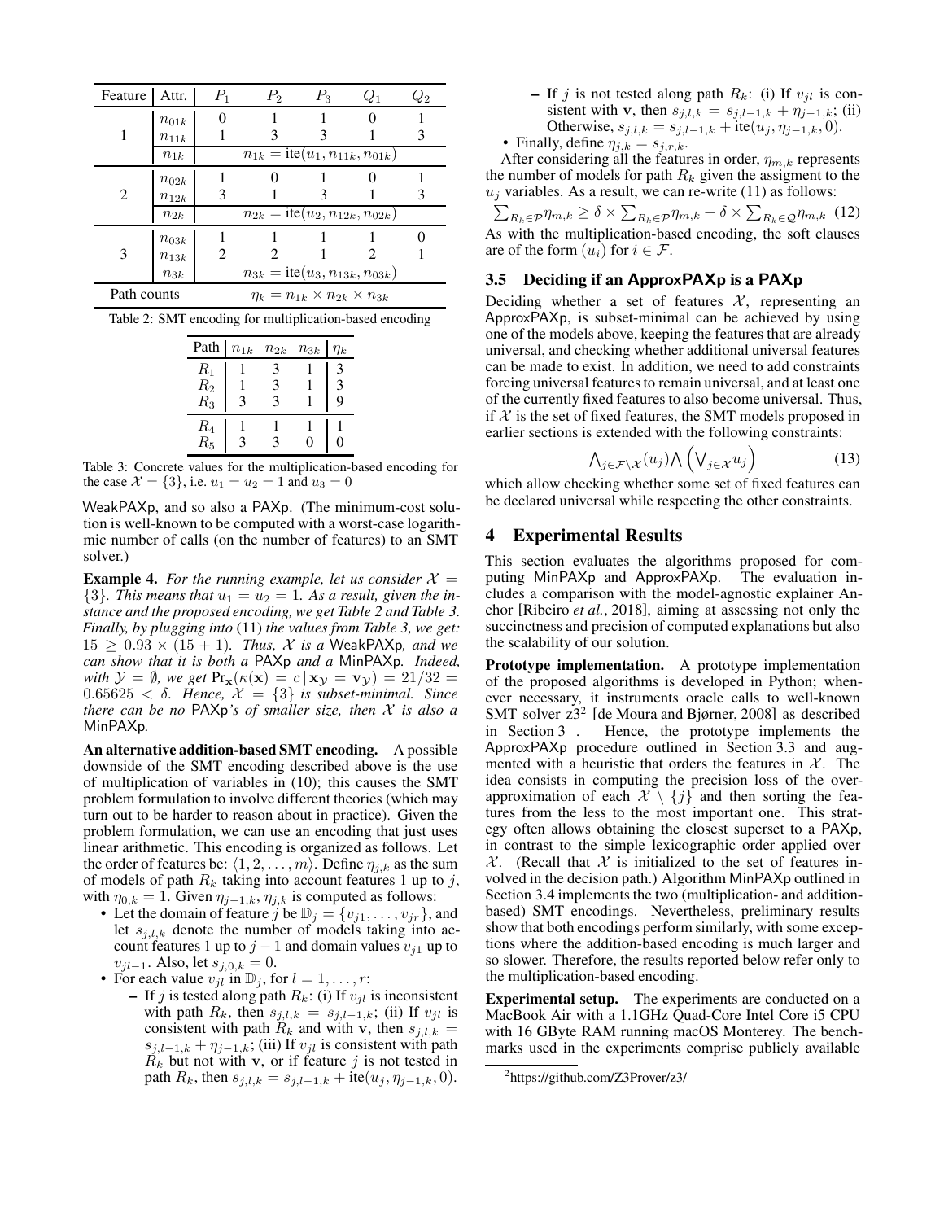| Feature | Attr. | $P_1$ | $P_2$ | $P_3$ | $Q_1$ | $Q_2$ |
|---|---|---|---|---|---|---|
| 1 | $n_{01k}$ | 0 | 1 | 1 | 0 | 1 |
| | $n_{11k}$ | 1 | 3 | 3 | 1 | 3 |
| | $n_{1k}$ | $n_{1k} = \text{ite}(u_1, n_{11k}, n_{01k})$ | | | | |
| 2 | $n_{02k}$ | 1 | 0 | 1 | 0 | 1 |
| | $n_{12k}$ | 3 | 1 | 3 | 1 | 3 |
| | $n_{2k}$ | $n_{2k} = \text{ite}(u_2, n_{12k}, n_{02k})$ | | | | |
| 3 | $n_{03k}$ | 1 | 1 | 1 | 1 | 0 |
| | $n_{13k}$ | 2 | 2 | 1 | 2 | 1 |
| | $n_{3k}$ | $n_{3k} = \text{ite}(u_3, n_{13k}, n_{03k})$ | | | | |
| Path counts | | $\eta_k = n_{1k} \times n_{2k} \times n_{3k}$ | | | | |

Table 2: SMT encoding for multiplication-based encoding

| Path | $n_{1k}$ | $n_{2k}$ | $n_{3k}$ | $\eta_k$ |
|---|---|---|---|---|
| $R_1$ | 1 | 3 | 1 | 3 |
| $R_2$ | 1 | 3 | 1 | 3 |
| $R_3$ | 3 | 3 | 1 | 9 |
| $R_4$ | 1 | 1 | 1 | 1 |
| $R_5$ | 3 | 3 | 0 | 0 |

Table 3: Concrete values for the multiplication-based encoding for the case $\mathcal{X} = \{3\}$, i.e. $u_1 = u_2 = 1$ and $u_3 = 0$

WeakPAXp, and so also a PAXp. (The minimum-cost solution is well-known to be computed with a worst-case logarithmic number of calls (on the number of features) to an SMT solver.)

**Example 4.** *For the running example, let us consider $\mathcal{X} = \{3\}$. This means that $u_1 = u_2 = 1$. As a result, given the instance and the proposed encoding, we get Table 2 and Table 3. Finally, by plugging into* (11) *the values from Table 3, we get: $15 \geq 0.93 \times (15 + 1)$. Thus, $\mathcal{X}$ is a* WeakPAXp*, and we can show that it is both a* PAXp *and a* MinPAXp*. Indeed, with $\mathcal{Y} = \emptyset$, we get $\Pr_{\mathbf{x}}(\kappa(\mathbf{x}) = c \,|\, \mathbf{x}_{\mathcal{Y}} = \mathbf{v}_{\mathcal{Y}}) = 21/32 = 0.65625 < \delta$. Hence, $\mathcal{X} = \{3\}$ is subset-minimal. Since there can be no* PAXp*'s of smaller size, then $\mathcal{X}$ is also a* MinPAXp*.*

**An alternative addition-based SMT encoding.** A possible downside of the SMT encoding described above is the use of multiplication of variables in (10); this causes the SMT problem formulation to involve different theories (which may turn out to be harder to reason about in practice). Given the problem formulation, we can use an encoding that just uses linear arithmetic. This encoding is organized as follows. Let the order of features be: $\langle 1, 2, \ldots, m \rangle$. Define $\eta_{j,k}$ as the sum of models of path $R_k$ taking into account features 1 up to $j$, with $\eta_{0,k} = 1$. Given $\eta_{j-1,k}$, $\eta_{j,k}$ is computed as follows:

- Let the domain of feature $j$ be $\mathbb{D}_j = \{v_{j1}, \ldots, v_{jr}\}$, and let $s_{j,l,k}$ denote the number of models taking into account features 1 up to $j-1$ and domain values $v_{j1}$ up to $v_{jl-1}$. Also, let $s_{j,0,k} = 0$.
- For each value $v_{jl}$ in $\mathbb{D}_j$, for $l = 1, \ldots, r$:
  - If $j$ is tested along path $R_k$: (i) If $v_{jl}$ is inconsistent with path $R_k$, then $s_{j,l,k} = s_{j,l-1,k}$; (ii) If $v_{jl}$ is consistent with path $R_k$ and with $\mathbf{v}$, then $s_{j,l,k} = s_{j,l-1,k} + \eta_{j-1,k}$; (iii) If $v_{jl}$ is consistent with path $R_k$ but not with $\mathbf{v}$, or if feature $j$ is not tested in path $R_k$, then $s_{j,l,k} = s_{j,l-1,k} + \text{ite}(u_j, \eta_{j-1,k}, 0)$.
  - If $j$ is not tested along path $R_k$: (i) If $v_{jl}$ is consistent with $\mathbf{v}$, then $s_{j,l,k} = s_{j,l-1,k} + \eta_{j-1,k}$; (ii) Otherwise, $s_{j,l,k} = s_{j,l-1,k} + \text{ite}(u_j, \eta_{j-1,k}, 0)$.
- Finally, define $\eta_{j,k} = s_{j,r,k}$.

After considering all the features in order, $\eta_{m,k}$ represents the number of models for path $R_k$ given the assigment to the $u_j$ variables. As a result, we can re-write (11) as follows:

$$\sum_{R_k \in \mathcal{P}} \eta_{m,k} \geq \delta \times \sum_{R_k \in \mathcal{P}} \eta_{m,k} + \delta \times \sum_{R_k \in \mathcal{Q}} \eta_{m,k} \quad (12)$$

As with the multiplication-based encoding, the soft clauses are of the form $(u_i)$ for $i \in \mathcal{F}$.

### 3.5 Deciding if an ApproxPAXp is a PAXp

Deciding whether a set of features $\mathcal{X}$, representing an ApproxPAXp, is subset-minimal can be achieved by using one of the models above, keeping the features that are already universal, and checking whether additional universal features can be made to exist. In addition, we need to add constraints forcing universal features to remain universal, and at least one of the currently fixed features to also become universal. Thus, if $\mathcal{X}$ is the set of fixed features, the SMT models proposed in earlier sections is extended with the following constraints:

$$\bigwedge_{j \in \mathcal{F} \setminus \mathcal{X}} (u_j) \bigwedge \left( \bigvee_{j \in \mathcal{X}} u_j \right) \quad (13)$$

which allow checking whether some set of fixed features can be declared universal while respecting the other constraints.

## 4 Experimental Results

This section evaluates the algorithms proposed for computing MinPAXp and ApproxPAXp. The evaluation includes a comparison with the model-agnostic explainer Anchor [Ribeiro *et al.*, 2018], aiming at assessing not only the succinctness and precision of computed explanations but also the scalability of our solution.

**Prototype implementation.** A prototype implementation of the proposed algorithms is developed in Python; whenever necessary, it instruments oracle calls to well-known SMT solver z3[2] [de Moura and Bjørner, 2008] as described in Section 3 . Hence, the prototype implements the ApproxPAXp procedure outlined in Section 3.3 and augmented with a heuristic that orders the features in $\mathcal{X}$. The idea consists in computing the precision loss of the over-approximation of each $\mathcal{X} \setminus \{j\}$ and then sorting the features from the less to the most important one. This strategy often allows obtaining the closest superset to a PAXp, in contrast to the simple lexicographic order applied over $\mathcal{X}$. (Recall that $\mathcal{X}$ is initialized to the set of features involved in the decision path.) Algorithm MinPAXp outlined in Section 3.4 implements the two (multiplication- and addition-based) SMT encodings. Nevertheless, preliminary results show that both encodings perform similarly, with some exceptions where the addition-based encoding is much larger and so slower. Therefore, the results reported below refer only to the multiplication-based encoding.

**Experimental setup.** The experiments are conducted on a MacBook Air with a 1.1GHz Quad-Core Intel Core i5 CPU with 16 GByte RAM running macOS Monterey. The benchmarks used in the experiments comprise publicly available

[2] https://github.com/Z3Prover/z3/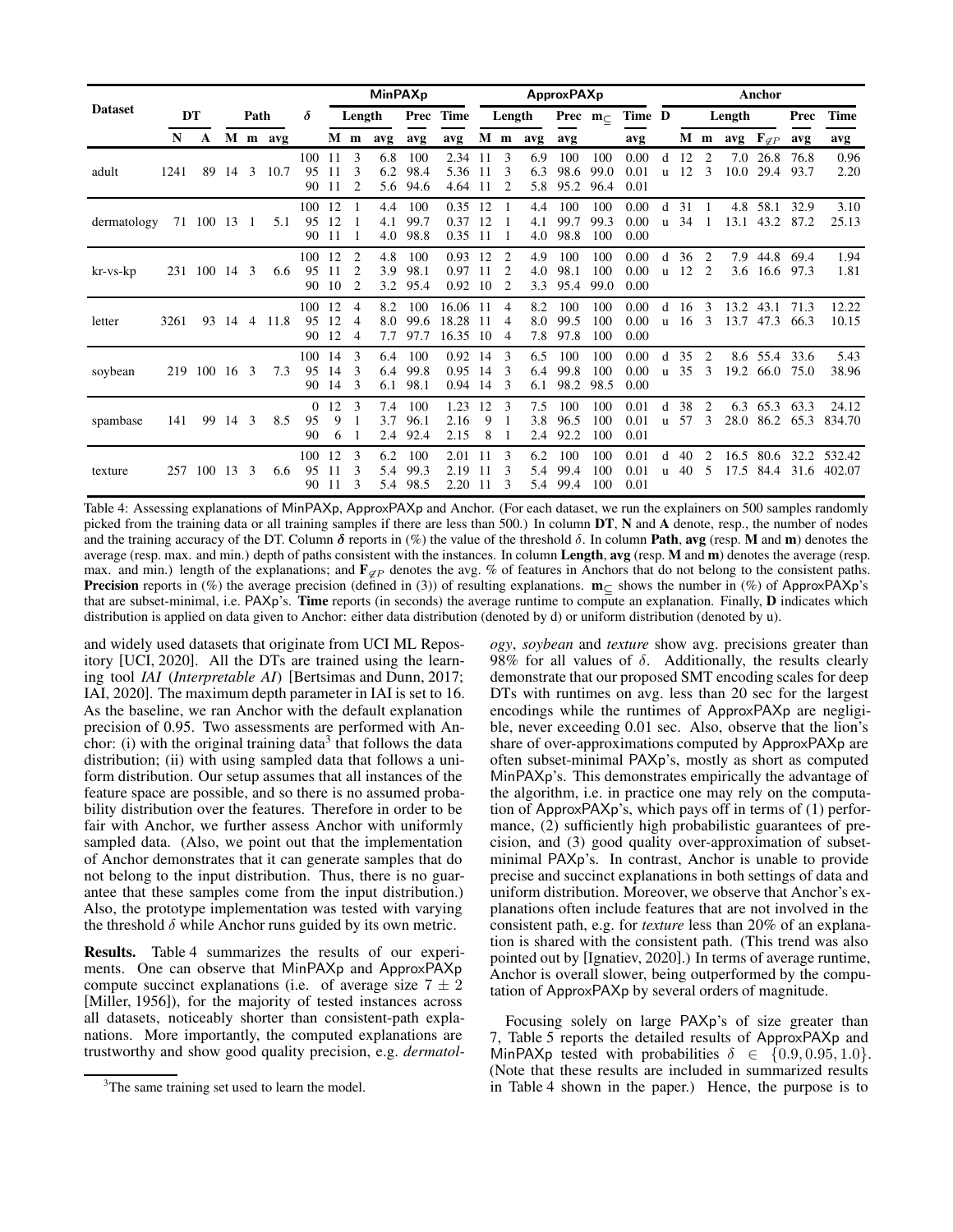| Dataset | DT | | Path | | | $\delta$ | MinPAXp | | | | | ApproxPAXp | | | | | | D | Anchor | | | | | |
|---|---|---|---|---|---|---|---|---|---|---|---|---|---|---|---|---|---|---|---|---|---|---|---|---|
| | | | | | | | Length | | | Prec | Time | Length | | | Prec | $\mathbf{m}_{\subseteq}$ | Time | | Length | | | | Prec | Time |
| | N | A | M | m | avg | | M | m | avg | avg | avg | M | m | avg | avg | | avg | | M | m | avg | $\mathbf{F}_{\not\subseteq P}$ | avg | avg |
| adult | 1241 | 89 | 14 | 3 | 10.7 | 100 | 11 | 3 | 6.8 | 100 | 2.34 | 11 | 3 | 6.9 | 100 | 100 | 0.00 | d | 12 | 2 | 7.0 | 26.8 | 76.8 | 0.96 |
| | | | | | | 95 | 11 | 3 | 6.2 | 98.4 | 5.36 | 11 | 3 | 6.3 | 98.6 | 99.0 | 0.01 | u | 12 | 3 | 10.0 | 29.4 | 93.7 | 2.20 |
| | | | | | | 90 | 11 | 2 | 5.6 | 94.6 | 4.64 | 11 | 2 | 5.8 | 95.2 | 96.4 | 0.01 | | | | | | | |
| dermatology | 71 | 100 | 13 | 1 | 5.1 | 100 | 12 | 1 | 4.4 | 100 | 0.35 | 12 | 1 | 4.4 | 100 | 100 | 0.00 | d | 31 | 1 | 4.8 | 58.1 | 32.9 | 3.10 |
| | | | | | | 95 | 12 | 1 | 4.1 | 99.7 | 0.37 | 12 | 1 | 4.1 | 99.7 | 99.3 | 0.00 | u | 34 | 1 | 13.1 | 43.2 | 87.2 | 25.13 |
| | | | | | | 90 | 11 | 1 | 4.0 | 98.8 | 0.35 | 11 | 1 | 4.0 | 98.8 | 100 | 0.00 | | | | | | | |
| kr-vs-kp | 231 | 100 | 14 | 3 | 6.6 | 100 | 12 | 2 | 4.8 | 100 | 0.93 | 12 | 2 | 4.9 | 100 | 100 | 0.00 | d | 36 | 2 | 7.9 | 44.8 | 69.4 | 1.94 |
| | | | | | | 95 | 11 | 2 | 3.9 | 98.1 | 0.97 | 11 | 2 | 4.0 | 98.1 | 100 | 0.00 | u | 12 | 2 | 3.6 | 16.6 | 97.3 | 1.81 |
| | | | | | | 90 | 10 | 2 | 3.2 | 95.4 | 0.92 | 10 | 2 | 3.3 | 95.4 | 99.0 | 0.00 | | | | | | | |
| letter | 3261 | 93 | 14 | 4 | 11.8 | 100 | 12 | 4 | 8.2 | 100 | 16.06 | 11 | 4 | 8.2 | 100 | 100 | 0.00 | d | 16 | 3 | 13.2 | 43.1 | 71.3 | 12.22 |
| | | | | | | 95 | 12 | 4 | 8.0 | 99.6 | 18.28 | 11 | 4 | 8.0 | 99.5 | 100 | 0.00 | u | 16 | 3 | 13.7 | 47.3 | 66.3 | 10.15 |
| | | | | | | 90 | 12 | 4 | 7.7 | 97.7 | 16.35 | 10 | 4 | 7.8 | 97.8 | 100 | 0.00 | | | | | | | |
| soybean | 219 | 100 | 16 | 3 | 7.3 | 100 | 14 | 3 | 6.4 | 100 | 0.92 | 14 | 3 | 6.5 | 100 | 100 | 0.00 | d | 35 | 2 | 8.6 | 55.4 | 33.6 | 5.43 |
| | | | | | | 95 | 14 | 3 | 6.4 | 99.8 | 0.95 | 14 | 3 | 6.4 | 99.8 | 100 | 0.00 | u | 35 | 3 | 19.2 | 66.0 | 75.0 | 38.96 |
| | | | | | | 90 | 14 | 3 | 6.1 | 98.1 | 0.94 | 14 | 3 | 6.1 | 98.2 | 98.5 | 0.00 | | | | | | | |
| spambase | 141 | 99 | 14 | 3 | 8.5 | 0 | 12 | 3 | 7.4 | 100 | 1.23 | 12 | 3 | 7.5 | 100 | 100 | 0.01 | d | 38 | 2 | 6.3 | 65.3 | 63.3 | 24.12 |
| | | | | | | 95 | 9 | 1 | 3.7 | 96.1 | 2.16 | 9 | 1 | 3.8 | 96.5 | 100 | 0.01 | u | 57 | 3 | 28.0 | 86.2 | 65.3 | 834.70 |
| | | | | | | 90 | 6 | 1 | 2.4 | 92.4 | 2.15 | 8 | 1 | 2.4 | 92.2 | 100 | 0.01 | | | | | | | |
| texture | 257 | 100 | 13 | 3 | 6.6 | 100 | 12 | 3 | 6.2 | 100 | 2.01 | 11 | 3 | 6.2 | 100 | 100 | 0.01 | d | 40 | 2 | 16.5 | 80.6 | 32.2 | 532.42 |
| | | | | | | 95 | 11 | 3 | 5.4 | 99.3 | 2.19 | 11 | 3 | 5.4 | 99.4 | 100 | 0.01 | u | 40 | 5 | 17.5 | 84.4 | 31.6 | 402.07 |
| | | | | | | 90 | 11 | 3 | 5.4 | 98.5 | 2.20 | 11 | 3 | 5.4 | 99.4 | 100 | 0.01 | | | | | | | |

Table 4: Assessing explanations of MinPAXp, ApproxPAXp and Anchor. (For each dataset, we run the explainers on 500 samples randomly picked from the training data or all training samples if there are less than 500.) In column **DT**, **N** and **A** denote, resp., the number of nodes and the training accuracy of the DT. Column $\boldsymbol{\delta}$ reports in (%) the value of the threshold $\delta$. In column **Path**, **avg** (resp. **M** and **m**) denotes the average (resp. max. and min.) depth of paths consistent with the instances. In column **Length**, **avg** (resp. **M** and **m**) denotes the average (resp. max. and min.) length of the explanations; and $\mathbf{F}_{\not\subseteq P}$ denotes the avg. % of features in Anchors that do not belong to the consistent paths. **Precision** reports in (%) the average precision (defined in (3)) of resulting explanations. $\mathbf{m}_{\subseteq}$ shows the number in (%) of ApproxPAXp's that are subset-minimal, i.e. PAXp's. **Time** reports (in seconds) the average runtime to compute an explanation. Finally, **D** indicates which distribution is applied on data given to Anchor: either data distribution (denoted by d) or uniform distribution (denoted by u).

and widely used datasets that originate from UCI ML Repository [UCI, 2020]. All the DTs are trained using the learning tool *IAI* (*Interpretable AI*) [Bertsimas and Dunn, 2017; IAI, 2020]. The maximum depth parameter in IAI is set to 16. As the baseline, we ran Anchor with the default explanation precision of 0.95. Two assessments are performed with Anchor: (i) with the original training data[3] that follows the data distribution; (ii) with using sampled data that follows a uniform distribution. Our setup assumes that all instances of the feature space are possible, and so there is no assumed probability distribution over the features. Therefore in order to be fair with Anchor, we further assess Anchor with uniformly sampled data. (Also, we point out that the implementation of Anchor demonstrates that it can generate samples that do not belong to the input distribution. Thus, there is no guarantee that these samples come from the input distribution.) Also, the prototype implementation was tested with varying the threshold $\delta$ while Anchor runs guided by its own metric.

**Results.** Table 4 summarizes the results of our experiments. One can observe that MinPAXp and ApproxPAXp compute succinct explanations (i.e. of average size $7 \pm 2$ [Miller, 1956]), for the majority of tested instances across all datasets, noticeably shorter than consistent-path explanations. More importantly, the computed explanations are trustworthy and show good quality precision, e.g. *dermatology*, *soybean* and *texture* show avg. precisions greater than 98% for all values of $\delta$. Additionally, the results clearly demonstrate that our proposed SMT encoding scales for deep DTs with runtimes on avg. less than 20 sec for the largest encodings while the runtimes of ApproxPAXp are negligible, never exceeding 0.01 sec. Also, observe that the lion's share of over-approximations computed by ApproxPAXp are often subset-minimal PAXp's, mostly as short as computed MinPAXp's. This demonstrates empirically the advantage of the algorithm, i.e. in practice one may rely on the computation of ApproxPAXp's, which pays off in terms of (1) performance, (2) sufficiently high probabilistic guarantees of precision, and (3) good quality over-approximation of subset-minimal PAXp's. In contrast, Anchor is unable to provide precise and succinct explanations in both settings of data and uniform distribution. Moreover, we observe that Anchor's explanations often include features that are not involved in the consistent path, e.g. for *texture* less than 20% of an explanation is shared with the consistent path. (This trend was also pointed out by [Ignatiev, 2020].) In terms of average runtime, Anchor is overall slower, being outperformed by the computation of ApproxPAXp by several orders of magnitude.

Focusing solely on large PAXp's of size greater than 7, Table 5 reports the detailed results of ApproxPAXp and MinPAXp tested with probabilities $\delta \in \{0.9, 0.95, 1.0\}$. (Note that these results are included in summarized results in Table 4 shown in the paper.) Hence, the purpose is to

[3] The same training set used to learn the model.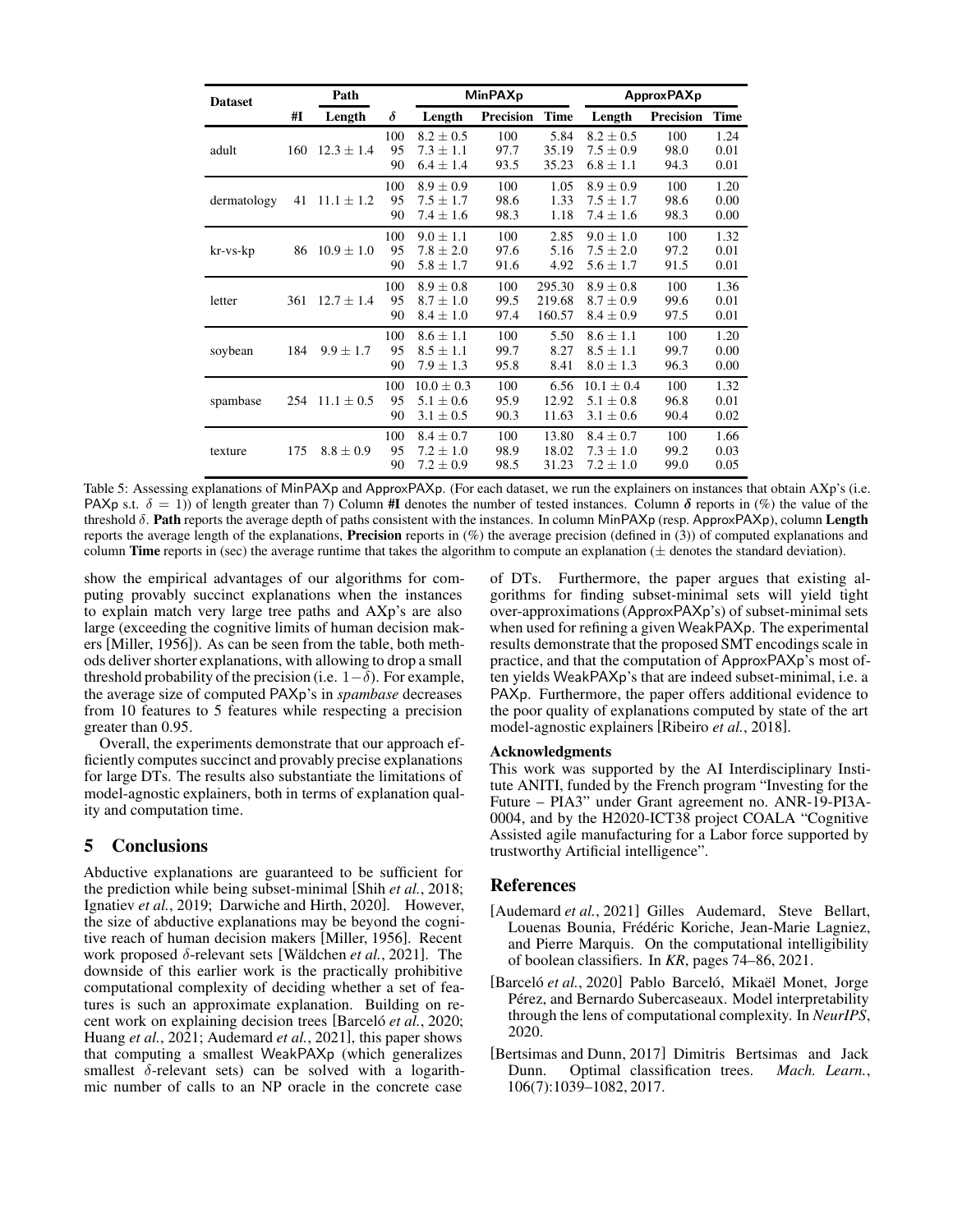| Dataset | Path | | | MinPAXp | | | ApproxPAXp | | |
|---|---|---|---|---|---|---|---|---|---|
| | #I | Length | $\delta$ | Length | Precision | Time | Length | Precision | Time |
| adult | 160 | $12.3 \pm 1.4$ | 100 | $8.2 \pm 0.5$ | 100 | 5.84 | $8.2 \pm 0.5$ | 100 | 1.24 |
| | | | 95 | $7.3 \pm 1.1$ | 97.7 | 35.19 | $7.5 \pm 0.9$ | 98.0 | 0.01 |
| | | | 90 | $6.4 \pm 1.4$ | 93.5 | 35.23 | $6.8 \pm 1.1$ | 94.3 | 0.01 |
| dermatology | 41 | $11.1 \pm 1.2$ | 100 | $8.9 \pm 0.9$ | 100 | 1.05 | $8.9 \pm 0.9$ | 100 | 1.20 |
| | | | 95 | $7.5 \pm 1.7$ | 98.6 | 1.33 | $7.5 \pm 1.7$ | 98.6 | 0.00 |
| | | | 90 | $7.4 \pm 1.6$ | 98.3 | 1.18 | $7.4 \pm 1.6$ | 98.3 | 0.00 |
| kr-vs-kp | 86 | $10.9 \pm 1.0$ | 100 | $9.0 \pm 1.1$ | 100 | 2.85 | $9.0 \pm 1.0$ | 100 | 1.32 |
| | | | 95 | $7.8 \pm 2.0$ | 97.6 | 5.16 | $7.5 \pm 2.0$ | 97.2 | 0.01 |
| | | | 90 | $5.8 \pm 1.7$ | 91.6 | 4.92 | $5.6 \pm 1.7$ | 91.5 | 0.01 |
| letter | 361 | $12.7 \pm 1.4$ | 100 | $8.9 \pm 0.8$ | 100 | 295.30 | $8.9 \pm 0.8$ | 100 | 1.36 |
| | | | 95 | $8.7 \pm 1.0$ | 99.5 | 219.68 | $8.7 \pm 0.9$ | 99.6 | 0.01 |
| | | | 90 | $8.4 \pm 1.0$ | 97.4 | 160.57 | $8.4 \pm 0.9$ | 97.5 | 0.01 |
| soybean | 184 | $9.9 \pm 1.7$ | 100 | $8.6 \pm 1.1$ | 100 | 5.50 | $8.6 \pm 1.1$ | 100 | 1.20 |
| | | | 95 | $8.5 \pm 1.1$ | 99.7 | 8.27 | $8.5 \pm 1.1$ | 99.7 | 0.00 |
| | | | 90 | $7.9 \pm 1.3$ | 95.8 | 8.41 | $8.0 \pm 1.3$ | 96.3 | 0.00 |
| spambase | 254 | $11.1 \pm 0.5$ | 100 | $10.0 \pm 0.3$ | 100 | 6.56 | $10.1 \pm 0.4$ | 100 | 1.32 |
| | | | 95 | $5.1 \pm 0.6$ | 95.9 | 12.92 | $5.1 \pm 0.8$ | 96.8 | 0.01 |
| | | | 90 | $3.1 \pm 0.5$ | 90.3 | 11.63 | $3.1 \pm 0.6$ | 90.4 | 0.02 |
| texture | 175 | $8.8 \pm 0.9$ | 100 | $8.4 \pm 0.7$ | 100 | 13.80 | $8.4 \pm 0.7$ | 100 | 1.66 |
| | | | 95 | $7.2 \pm 1.0$ | 98.9 | 18.02 | $7.3 \pm 1.0$ | 99.2 | 0.03 |
| | | | 90 | $7.2 \pm 0.9$ | 98.5 | 31.23 | $7.2 \pm 1.0$ | 99.0 | 0.05 |

Table 5: Assessing explanations of MinPAXp and ApproxPAXp. (For each dataset, we run the explainers on instances that obtain AXp's (i.e. PAXp s.t. $\delta = 1$)) of length greater than 7) Column **#I** denotes the number of tested instances. Column $\boldsymbol{\delta}$ reports in (%) the value of the threshold $\delta$. **Path** reports the average depth of paths consistent with the instances. In column MinPAXp (resp. ApproxPAXp), column **Length** reports the average length of the explanations, **Precision** reports in (%) the average precision (defined in (3)) of computed explanations and column **Time** reports in (sec) the average runtime that takes the algorithm to compute an explanation ($\pm$ denotes the standard deviation).

show the empirical advantages of our algorithms for computing provably succinct explanations when the instances to explain match very large tree paths and AXp's are also large (exceeding the cognitive limits of human decision makers [Miller, 1956]). As can be seen from the table, both methods deliver shorter explanations, with allowing to drop a small threshold probability of the precision (i.e. $1-\delta$). For example, the average size of computed PAXp's in *spambase* decreases from 10 features to 5 features while respecting a precision greater than 0.95.

Overall, the experiments demonstrate that our approach efficiently computes succinct and provably precise explanations for large DTs. The results also substantiate the limitations of model-agnostic explainers, both in terms of explanation quality and computation time.

## 5 Conclusions

Abductive explanations are guaranteed to be sufficient for the prediction while being subset-minimal [Shih *et al.*, 2018; Ignatiev *et al.*, 2019; Darwiche and Hirth, 2020]. However, the size of abductive explanations may be beyond the cognitive reach of human decision makers [Miller, 1956]. Recent work proposed $\delta$-relevant sets [Wäldchen *et al.*, 2021]. The downside of this earlier work is the practically prohibitive computational complexity of deciding whether a set of features is such an approximate explanation. Building on recent work on explaining decision trees [Barceló *et al.*, 2020; Huang *et al.*, 2021; Audemard *et al.*, 2021], this paper shows that computing a smallest WeakPAXp (which generalizes smallest $\delta$-relevant sets) can be solved with a logarithmic number of calls to an NP oracle in the concrete case of DTs. Furthermore, the paper argues that existing algorithms for finding subset-minimal sets will yield tight over-approximations (ApproxPAXp's) of subset-minimal sets when used for refining a given WeakPAXp. The experimental results demonstrate that the proposed SMT encodings scale in practice, and that the computation of ApproxPAXp's most often yields WeakPAXp's that are indeed subset-minimal, i.e. a PAXp. Furthermore, the paper offers additional evidence to the poor quality of explanations computed by state of the art model-agnostic explainers [Ribeiro *et al.*, 2018].

### Acknowledgments

This work was supported by the AI Interdisciplinary Institute ANITI, funded by the French program "Investing for the Future – PIA3" under Grant agreement no. ANR-19-PI3A-0004, and by the H2020-ICT38 project COALA "Cognitive Assisted agile manufacturing for a Labor force supported by trustworthy Artificial intelligence".

## References

[Audemard *et al.*, 2021] Gilles Audemard, Steve Bellart, Louenas Bounia, Frédéric Koriche, Jean-Marie Lagniez, and Pierre Marquis. On the computational intelligibility of boolean classifiers. In *KR*, pages 74–86, 2021.

[Barceló *et al.*, 2020] Pablo Barceló, Mikaël Monet, Jorge Pérez, and Bernardo Subercaseaux. Model interpretability through the lens of computational complexity. In *NeurIPS*, 2020.

[Bertsimas and Dunn, 2017] Dimitris Bertsimas and Jack Dunn. Optimal classification trees. *Mach. Learn.*, 106(7):1039–1082, 2017.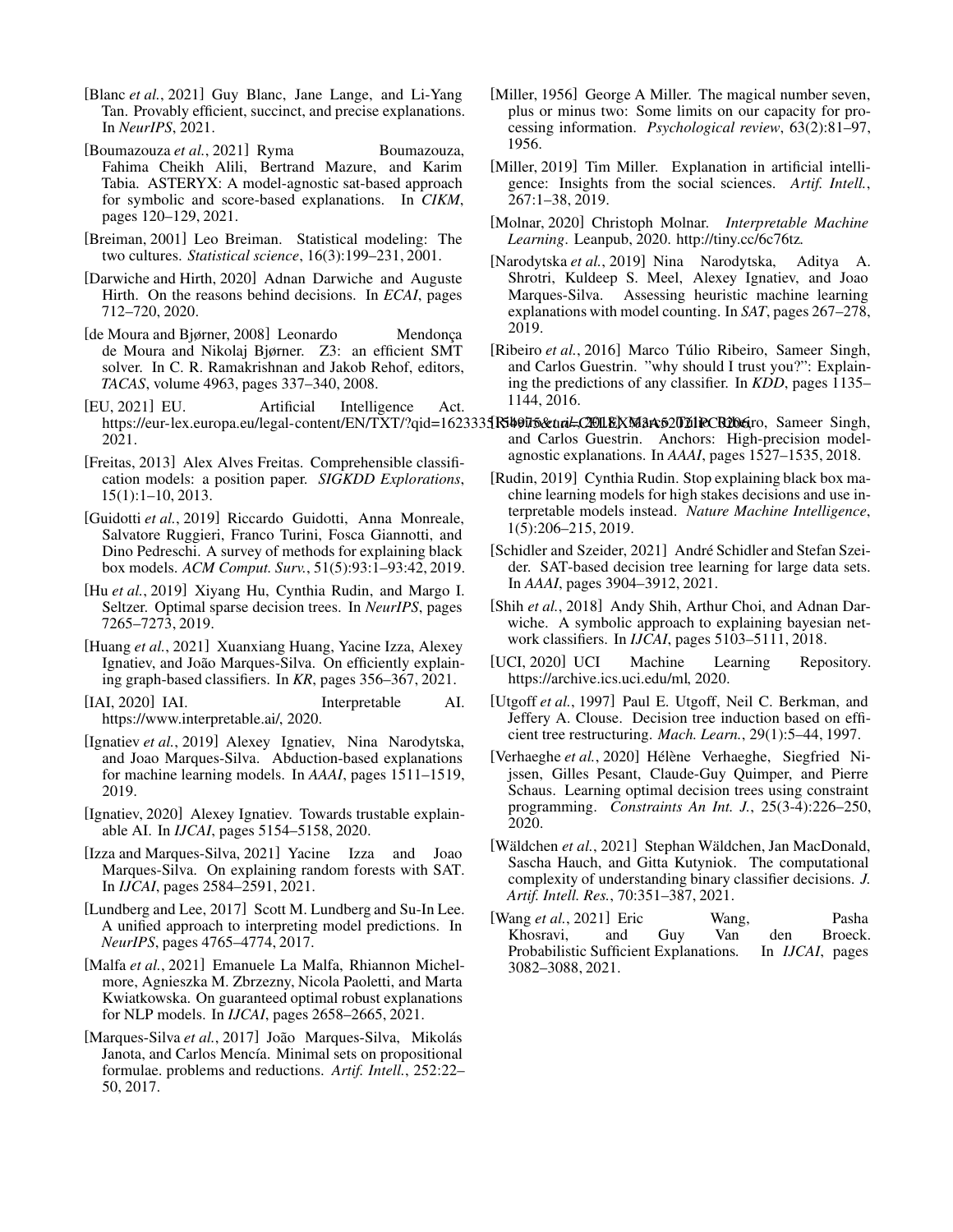[Blanc *et al.*, 2021] Guy Blanc, Jane Lange, and Li-Yang Tan. Provably efficient, succinct, and precise explanations. In *NeurIPS*, 2021.

[Boumazouza *et al.*, 2021] Ryma Boumazouza, Fahima Cheikh Alili, Bertrand Mazure, and Karim Tabia. ASTERYX: A model-agnostic sat-based approach for symbolic and score-based explanations. In *CIKM*, pages 120–129, 2021.

[Breiman, 2001] Leo Breiman. Statistical modeling: The two cultures. *Statistical science*, 16(3):199–231, 2001.

[Darwiche and Hirth, 2020] Adnan Darwiche and Auguste Hirth. On the reasons behind decisions. In *ECAI*, pages 712–720, 2020.

[de Moura and Bjørner, 2008] Leonardo Mendonça de Moura and Nikolaj Bjørner. Z3: an efficient SMT solver. In C. R. Ramakrishnan and Jakob Rehof, editors, *TACAS*, volume 4963, pages 337–340, 2008.

[EU, 2021] EU. Artificial Intelligence Act. https://eur-lex.europa.eu/legal-content/EN/TXT/?qid=1623335154975&uri=CELEX%3A52021PC0206, 2021.

[Freitas, 2013] Alex Alves Freitas. Comprehensible classification models: a position paper. *SIGKDD Explorations*, 15(1):1–10, 2013.

[Guidotti *et al.*, 2019] Riccardo Guidotti, Anna Monreale, Salvatore Ruggieri, Franco Turini, Fosca Giannotti, and Dino Pedreschi. A survey of methods for explaining black box models. *ACM Comput. Surv.*, 51(5):93:1–93:42, 2019.

[Hu *et al.*, 2019] Xiyang Hu, Cynthia Rudin, and Margo I. Seltzer. Optimal sparse decision trees. In *NeurIPS*, pages 7265–7273, 2019.

[Huang *et al.*, 2021] Xuanxiang Huang, Yacine Izza, Alexey Ignatiev, and João Marques-Silva. On efficiently explaining graph-based classifiers. In *KR*, pages 356–367, 2021.

[IAI, 2020] IAI. Interpretable AI. https://www.interpretable.ai/, 2020.

[Ignatiev *et al.*, 2019] Alexey Ignatiev, Nina Narodytska, and Joao Marques-Silva. Abduction-based explanations for machine learning models. In *AAAI*, pages 1511–1519, 2019.

[Ignatiev, 2020] Alexey Ignatiev. Towards trustable explainable AI. In *IJCAI*, pages 5154–5158, 2020.

[Izza and Marques-Silva, 2021] Yacine Izza and Joao Marques-Silva. On explaining random forests with SAT. In *IJCAI*, pages 2584–2591, 2021.

[Lundberg and Lee, 2017] Scott M. Lundberg and Su-In Lee. A unified approach to interpreting model predictions. In *NeurIPS*, pages 4765–4774, 2017.

[Malfa *et al.*, 2021] Emanuele La Malfa, Rhiannon Michelmore, Agnieszka M. Zbrzezny, Nicola Paoletti, and Marta Kwiatkowska. On guaranteed optimal robust explanations for NLP models. In *IJCAI*, pages 2658–2665, 2021.

[Marques-Silva *et al.*, 2017] João Marques-Silva, Mikolás Janota, and Carlos Mencía. Minimal sets on propositional formulae. problems and reductions. *Artif. Intell.*, 252:22–50, 2017.

[Miller, 1956] George A Miller. The magical number seven, plus or minus two: Some limits on our capacity for processing information. *Psychological review*, 63(2):81–97, 1956.

[Miller, 2019] Tim Miller. Explanation in artificial intelligence: Insights from the social sciences. *Artif. Intell.*, 267:1–38, 2019.

[Molnar, 2020] Christoph Molnar. *Interpretable Machine Learning*. Leanpub, 2020. http://tiny.cc/6c76tz.

[Narodytska *et al.*, 2019] Nina Narodytska, Aditya A. Shrotri, Kuldeep S. Meel, Alexey Ignatiev, and Joao Marques-Silva. Assessing heuristic machine learning explanations with model counting. In *SAT*, pages 267–278, 2019.

[Ribeiro *et al.*, 2016] Marco Túlio Ribeiro, Sameer Singh, and Carlos Guestrin. "why should I trust you?": Explaining the predictions of any classifier. In *KDD*, pages 1135–1144, 2016.

[Ribeiro *et al.*, 2018] Marco Túlio Ribeiro, Sameer Singh, and Carlos Guestrin. Anchors: High-precision model-agnostic explanations. In *AAAI*, pages 1527–1535, 2018.

[Rudin, 2019] Cynthia Rudin. Stop explaining black box machine learning models for high stakes decisions and use interpretable models instead. *Nature Machine Intelligence*, 1(5):206–215, 2019.

[Schidler and Szeider, 2021] André Schidler and Stefan Szeider. SAT-based decision tree learning for large data sets. In *AAAI*, pages 3904–3912, 2021.

[Shih *et al.*, 2018] Andy Shih, Arthur Choi, and Adnan Darwiche. A symbolic approach to explaining bayesian network classifiers. In *IJCAI*, pages 5103–5111, 2018.

[UCI, 2020] UCI Machine Learning Repository. https://archive.ics.uci.edu/ml, 2020.

[Utgoff *et al.*, 1997] Paul E. Utgoff, Neil C. Berkman, and Jeffery A. Clouse. Decision tree induction based on efficient tree restructuring. *Mach. Learn.*, 29(1):5–44, 1997.

[Verhaeghe *et al.*, 2020] Hélène Verhaeghe, Siegfried Nijssen, Gilles Pesant, Claude-Guy Quimper, and Pierre Schaus. Learning optimal decision trees using constraint programming. *Constraints An Int. J.*, 25(3-4):226–250, 2020.

[Wäldchen *et al.*, 2021] Stephan Wäldchen, Jan MacDonald, Sascha Hauch, and Gitta Kutyniok. The computational complexity of understanding binary classifier decisions. *J. Artif. Intell. Res.*, 70:351–387, 2021.

[Wang *et al.*, 2021] Eric Wang, Pasha Khosravi, and Guy Van den Broeck. Probabilistic Sufficient Explanations. In *IJCAI*, pages 3082–3088, 2021.